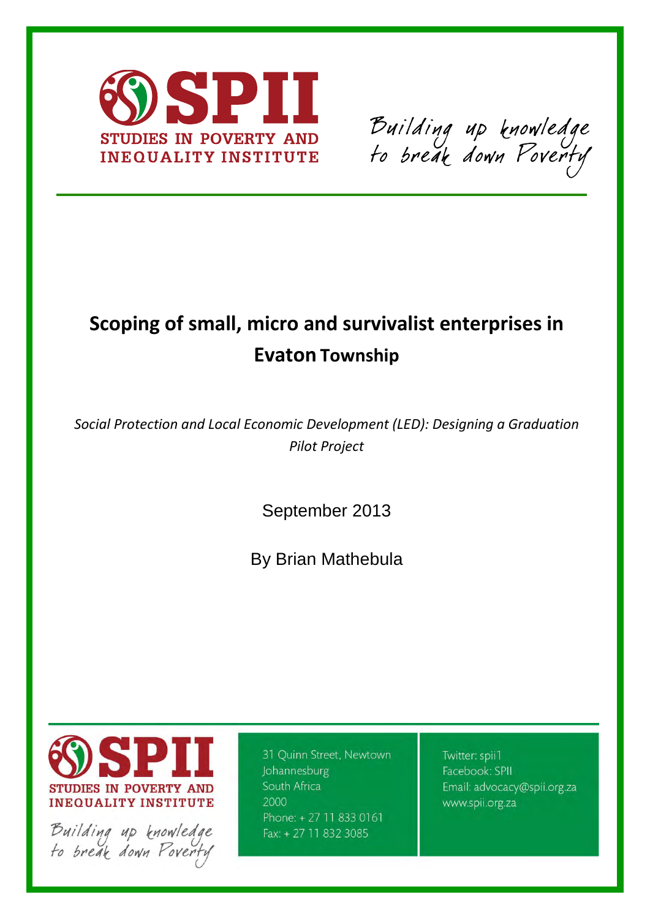STUDIES IN POVERTY AND INEQUALITY INSTITUTE

Building up knowledge to break down Poverty

# Scoping of small, micro and survivalist enterprises in Evaton Township

*Social Protection and Local Economic Development (LED): Designing a Graduation Pilot Project*

September 2013

By Brian Mathebula

STUDIES IN POVERTY AND INEQUALITY INSTITUTE

Building up knowledge to break down Poverty

31 Quinn Street, Newtown
Johannesburg
South Africa
2000
Phone: + 27 11 833 0161
Fax: + 27 11 832 3085

Twitter: spii1
Facebook: SPII
Email: advocacy@spii.org.za
www.spii.org.za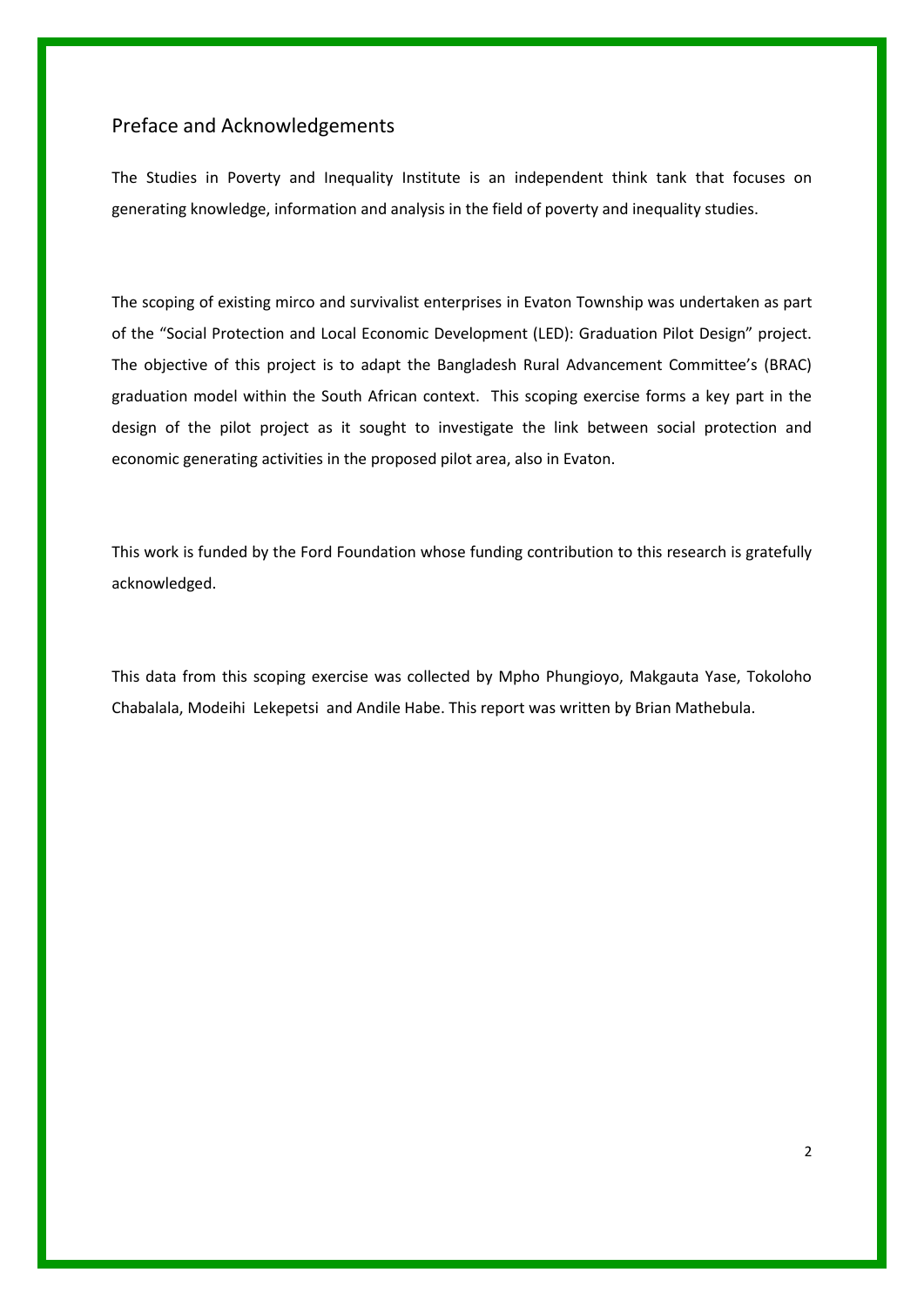## Preface and Acknowledgements

The Studies in Poverty and Inequality Institute is an independent think tank that focuses on generating knowledge, information and analysis in the field of poverty and inequality studies.

The scoping of existing mirco and survivalist enterprises in Evaton Township was undertaken as part of the "Social Protection and Local Economic Development (LED): Graduation Pilot Design" project. The objective of this project is to adapt the Bangladesh Rural Advancement Committee's (BRAC) graduation model within the South African context. This scoping exercise forms a key part in the design of the pilot project as it sought to investigate the link between social protection and economic generating activities in the proposed pilot area, also in Evaton.

This work is funded by the Ford Foundation whose funding contribution to this research is gratefully acknowledged.

This data from this scoping exercise was collected by Mpho Phungioyo, Makgauta Yase, Tokoloho Chabalala, Modeihi Lekepetsi and Andile Habe. This report was written by Brian Mathebula.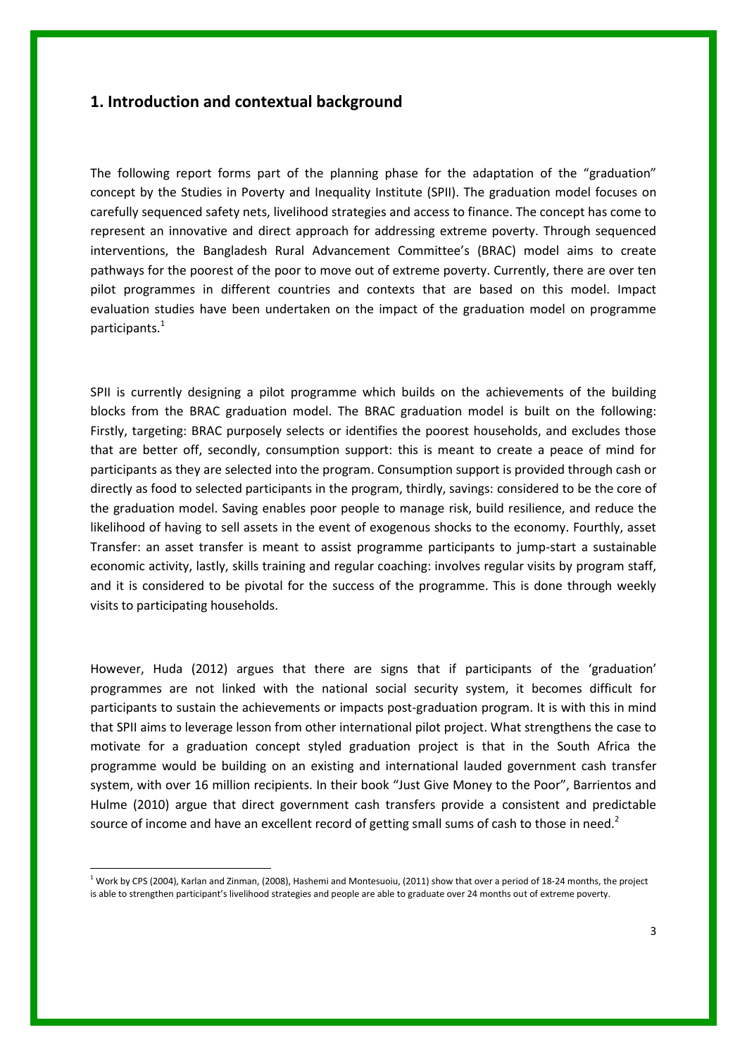## 1. Introduction and contextual background

The following report forms part of the planning phase for the adaptation of the "graduation" concept by the Studies in Poverty and Inequality Institute (SPII). The graduation model focuses on carefully sequenced safety nets, livelihood strategies and access to finance. The concept has come to represent an innovative and direct approach for addressing extreme poverty. Through sequenced interventions, the Bangladesh Rural Advancement Committee's (BRAC) model aims to create pathways for the poorest of the poor to move out of extreme poverty. Currently, there are over ten pilot programmes in different countries and contexts that are based on this model. Impact evaluation studies have been undertaken on the impact of the graduation model on programme participants.[1]

SPII is currently designing a pilot programme which builds on the achievements of the building blocks from the BRAC graduation model. The BRAC graduation model is built on the following: Firstly, targeting: BRAC purposely selects or identifies the poorest households, and excludes those that are better off, secondly, consumption support: this is meant to create a peace of mind for participants as they are selected into the program. Consumption support is provided through cash or directly as food to selected participants in the program, thirdly, savings: considered to be the core of the graduation model. Saving enables poor people to manage risk, build resilience, and reduce the likelihood of having to sell assets in the event of exogenous shocks to the economy. Fourthly, asset Transfer: an asset transfer is meant to assist programme participants to jump-start a sustainable economic activity, lastly, skills training and regular coaching: involves regular visits by program staff, and it is considered to be pivotal for the success of the programme. This is done through weekly visits to participating households.

However, Huda (2012) argues that there are signs that if participants of the 'graduation' programmes are not linked with the national social security system, it becomes difficult for participants to sustain the achievements or impacts post-graduation program. It is with this in mind that SPII aims to leverage lesson from other international pilot project. What strengthens the case to motivate for a graduation concept styled graduation project is that in the South Africa the programme would be building on an existing and international lauded government cash transfer system, with over 16 million recipients. In their book "Just Give Money to the Poor", Barrientos and Hulme (2010) argue that direct government cash transfers provide a consistent and predictable source of income and have an excellent record of getting small sums of cash to those in need.[2]

[1] Work by CPS (2004), Karlan and Zinman, (2008), Hashemi and Montesuoiu, (2011) show that over a period of 18-24 months, the project is able to strengthen participant's livelihood strategies and people are able to graduate over 24 months out of extreme poverty.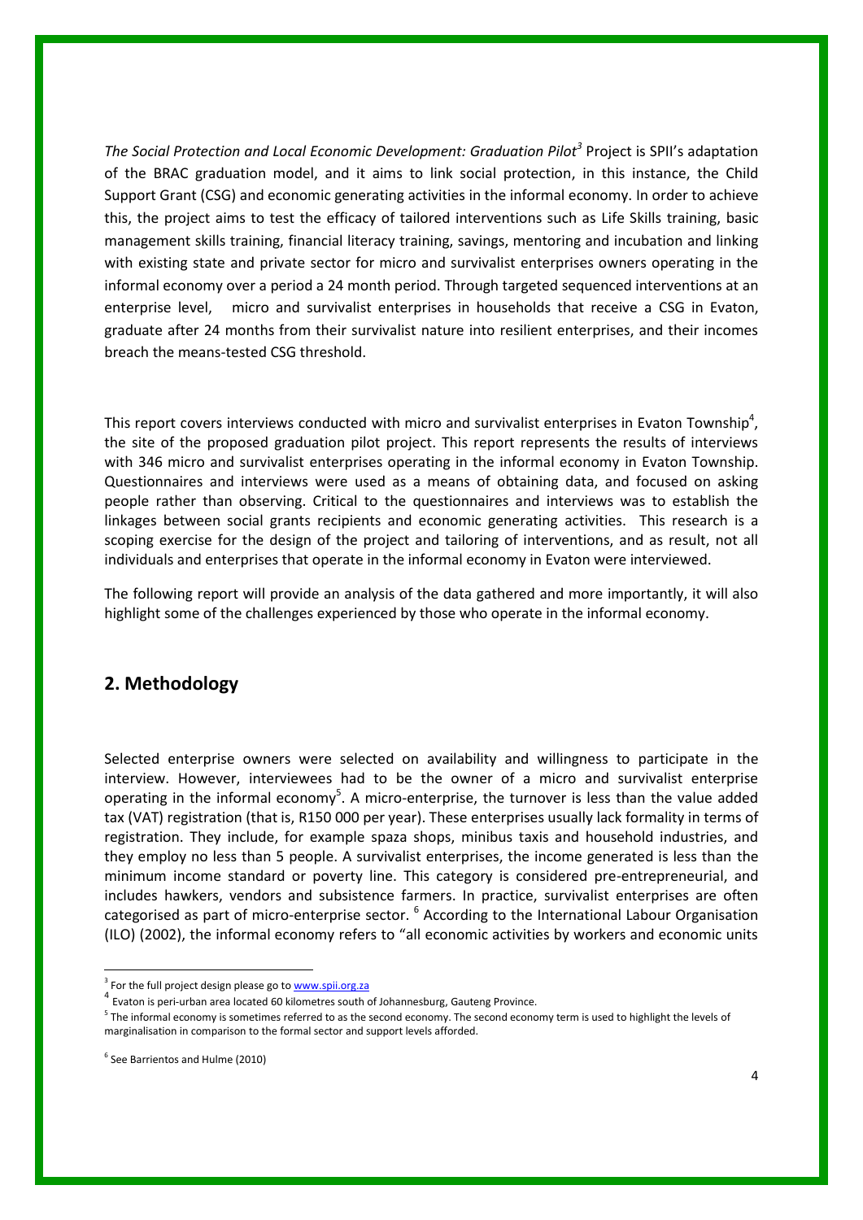*The Social Protection and Local Economic Development: Graduation Pilot*[3] Project is SPII's adaptation of the BRAC graduation model, and it aims to link social protection, in this instance, the Child Support Grant (CSG) and economic generating activities in the informal economy. In order to achieve this, the project aims to test the efficacy of tailored interventions such as Life Skills training, basic management skills training, financial literacy training, savings, mentoring and incubation and linking with existing state and private sector for micro and survivalist enterprises owners operating in the informal economy over a period a 24 month period. Through targeted sequenced interventions at an enterprise level, micro and survivalist enterprises in households that receive a CSG in Evaton, graduate after 24 months from their survivalist nature into resilient enterprises, and their incomes breach the means-tested CSG threshold.

This report covers interviews conducted with micro and survivalist enterprises in Evaton Township[4], the site of the proposed graduation pilot project. This report represents the results of interviews with 346 micro and survivalist enterprises operating in the informal economy in Evaton Township. Questionnaires and interviews were used as a means of obtaining data, and focused on asking people rather than observing. Critical to the questionnaires and interviews was to establish the linkages between social grants recipients and economic generating activities. This research is a scoping exercise for the design of the project and tailoring of interventions, and as result, not all individuals and enterprises that operate in the informal economy in Evaton were interviewed.

The following report will provide an analysis of the data gathered and more importantly, it will also highlight some of the challenges experienced by those who operate in the informal economy.

## 2. Methodology

Selected enterprise owners were selected on availability and willingness to participate in the interview. However, interviewees had to be the owner of a micro and survivalist enterprise operating in the informal economy[5]. A micro-enterprise, the turnover is less than the value added tax (VAT) registration (that is, R150 000 per year). These enterprises usually lack formality in terms of registration. They include, for example spaza shops, minibus taxis and household industries, and they employ no less than 5 people. A survivalist enterprises, the income generated is less than the minimum income standard or poverty line. This category is considered pre-entrepreneurial, and includes hawkers, vendors and subsistence farmers. In practice, survivalist enterprises are often categorised as part of micro-enterprise sector. [6] According to the International Labour Organisation (ILO) (2002), the informal economy refers to "all economic activities by workers and economic units

---

[3] For the full project design please go to www.spii.org.za

[4] Evaton is peri-urban area located 60 kilometres south of Johannesburg, Gauteng Province.

[5] The informal economy is sometimes referred to as the second economy. The second economy term is used to highlight the levels of marginalisation in comparison to the formal sector and support levels afforded.

[6] See Barrientos and Hulme (2010)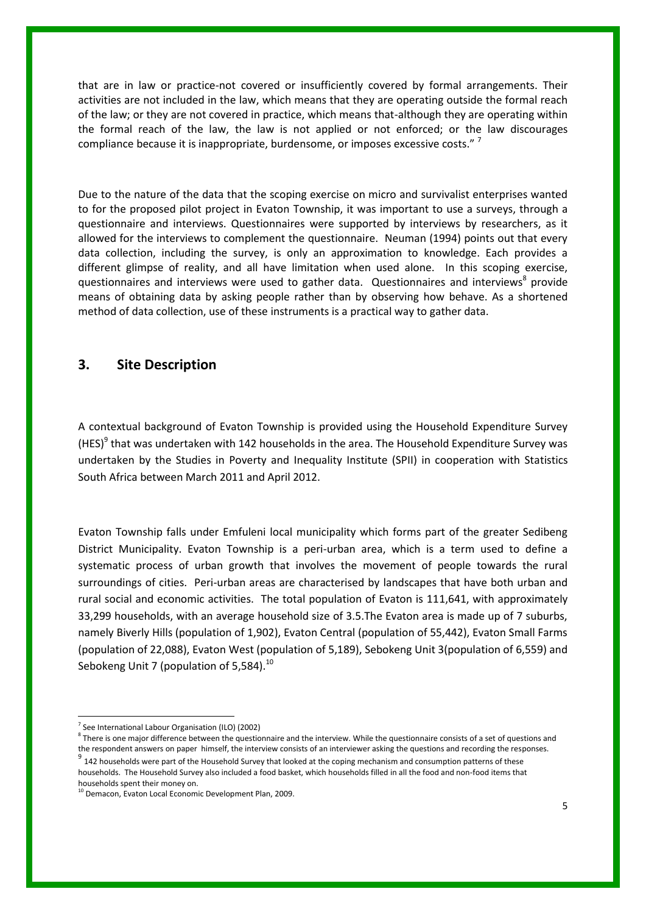that are in law or practice-not covered or insufficiently covered by formal arrangements. Their activities are not included in the law, which means that they are operating outside the formal reach of the law; or they are not covered in practice, which means that-although they are operating within the formal reach of the law, the law is not applied or not enforced; or the law discourages compliance because it is inappropriate, burdensome, or imposes excessive costs." [7]

Due to the nature of the data that the scoping exercise on micro and survivalist enterprises wanted to for the proposed pilot project in Evaton Township, it was important to use a surveys, through a questionnaire and interviews. Questionnaires were supported by interviews by researchers, as it allowed for the interviews to complement the questionnaire. Neuman (1994) points out that every data collection, including the survey, is only an approximation to knowledge. Each provides a different glimpse of reality, and all have limitation when used alone. In this scoping exercise, questionnaires and interviews were used to gather data. Questionnaires and interviews[8] provide means of obtaining data by asking people rather than by observing how behave. As a shortened method of data collection, use of these instruments is a practical way to gather data.

## 3. Site Description

A contextual background of Evaton Township is provided using the Household Expenditure Survey (HES)[9] that was undertaken with 142 households in the area. The Household Expenditure Survey was undertaken by the Studies in Poverty and Inequality Institute (SPII) in cooperation with Statistics South Africa between March 2011 and April 2012.

Evaton Township falls under Emfuleni local municipality which forms part of the greater Sedibeng District Municipality. Evaton Township is a peri-urban area, which is a term used to define a systematic process of urban growth that involves the movement of people towards the rural surroundings of cities. Peri-urban areas are characterised by landscapes that have both urban and rural social and economic activities. The total population of Evaton is 111,641, with approximately 33,299 households, with an average household size of 3.5.The Evaton area is made up of 7 suburbs, namely Biverly Hills (population of 1,902), Evaton Central (population of 55,442), Evaton Small Farms (population of 22,088), Evaton West (population of 5,189), Sebokeng Unit 3(population of 6,559) and Sebokeng Unit 7 (population of 5,584).[10]

---

[7] See International Labour Organisation (ILO) (2002)

[8] There is one major difference between the questionnaire and the interview. While the questionnaire consists of a set of questions and the respondent answers on paper himself, the interview consists of an interviewer asking the questions and recording the responses.

[9] 142 households were part of the Household Survey that looked at the coping mechanism and consumption patterns of these households. The Household Survey also included a food basket, which households filled in all the food and non-food items that households spent their money on.

[10] Demacon, Evaton Local Economic Development Plan, 2009.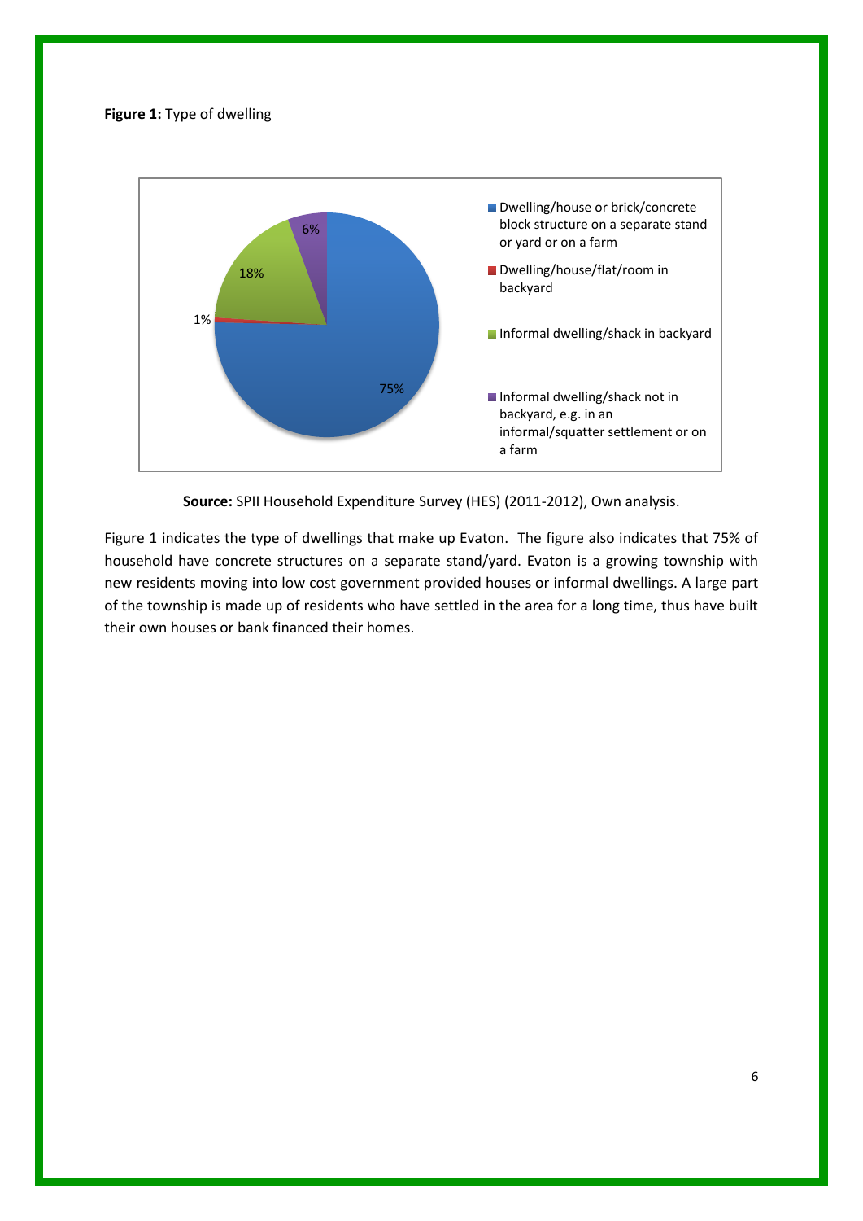**Figure 1:** Type of dwelling

**Source:** SPII Household Expenditure Survey (HES) (2011-2012), Own analysis.

Figure 1 indicates the type of dwellings that make up Evaton. The figure also indicates that 75% of household have concrete structures on a separate stand/yard. Evaton is a growing township with new residents moving into low cost government provided houses or informal dwellings. A large part of the township is made up of residents who have settled in the area for a long time, thus have built their own houses or bank financed their homes.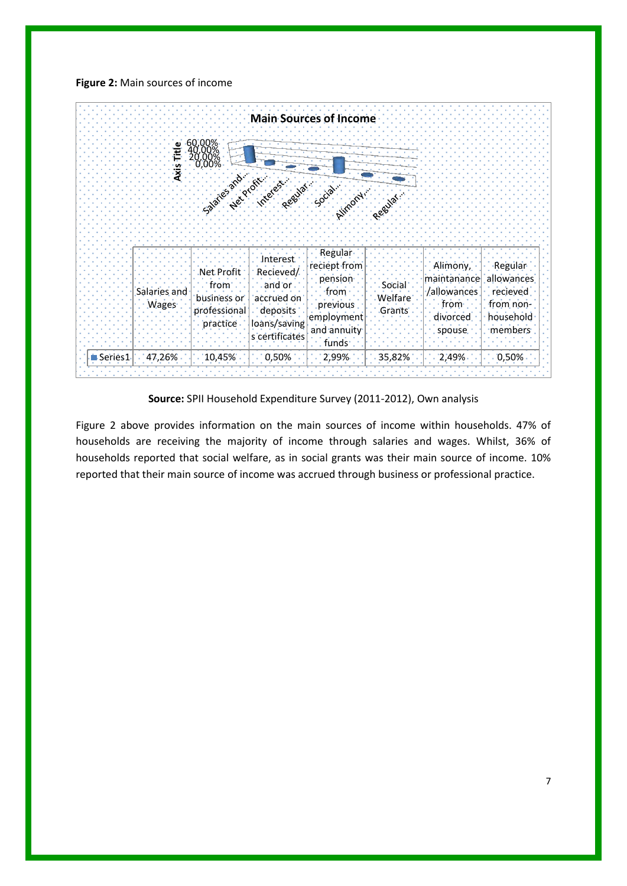**Figure 2:** Main sources of income

**Main Sources of Income**

| | Salaries and Wages | Net Profit from business or professional practice | Interest Recieved/ and or accrued on deposits loans/savings certificates | Regular reciept from pension from previous employment and annuity funds | Social Welfare Grants | Alimony, maintanance /allowances from divorced spouse | Regular allowances recieved from non-household members |
|---|---|---|---|---|---|---|---|
| Series1 | 47,26% | 10,45% | 0,50% | 2,99% | 35,82% | 2,49% | 0,50% |

**Source:** SPII Household Expenditure Survey (2011-2012), Own analysis

Figure 2 above provides information on the main sources of income within households. 47% of households are receiving the majority of income through salaries and wages. Whilst, 36% of households reported that social welfare, as in social grants was their main source of income. 10% reported that their main source of income was accrued through business or professional practice.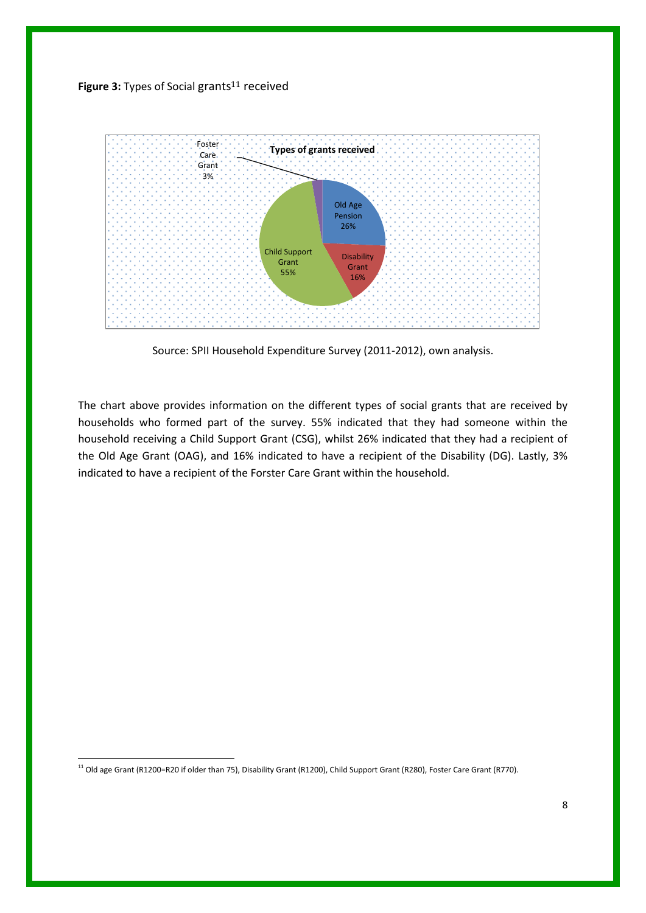**Figure 3:** Types of Social grants[11] received

Source: SPII Household Expenditure Survey (2011-2012), own analysis.

The chart above provides information on the different types of social grants that are received by households who formed part of the survey. 55% indicated that they had someone within the household receiving a Child Support Grant (CSG), whilst 26% indicated that they had a recipient of the Old Age Grant (OAG), and 16% indicated to have a recipient of the Disability (DG). Lastly, 3% indicated to have a recipient of the Forster Care Grant within the household.

[11] Old age Grant (R1200=R20 if older than 75), Disability Grant (R1200), Child Support Grant (R280), Foster Care Grant (R770).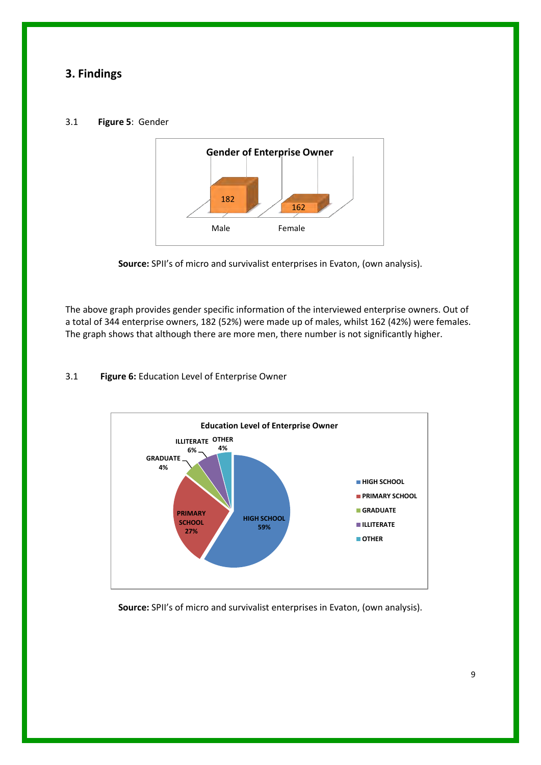## 3. Findings

3.1 **Figure 5**: Gender

**Source:** SPII's of micro and survivalist enterprises in Evaton, (own analysis).

The above graph provides gender specific information of the interviewed enterprise owners. Out of a total of 344 enterprise owners, 182 (52%) were made up of males, whilst 162 (42%) were females. The graph shows that although there are more men, there number is not significantly higher.

3.1 **Figure 6:** Education Level of Enterprise Owner

**Source:** SPII's of micro and survivalist enterprises in Evaton, (own analysis).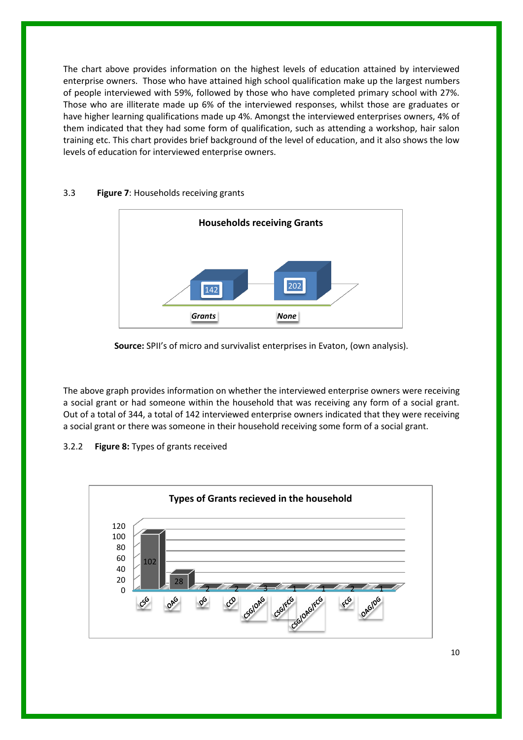The chart above provides information on the highest levels of education attained by interviewed enterprise owners. Those who have attained high school qualification make up the largest numbers of people interviewed with 59%, followed by those who have completed primary school with 27%. Those who are illiterate made up 6% of the interviewed responses, whilst those are graduates or have higher learning qualifications made up 4%. Amongst the interviewed enterprises owners, 4% of them indicated that they had some form of qualification, such as attending a workshop, hair salon training etc. This chart provides brief background of the level of education, and it also shows the low levels of education for interviewed enterprise owners.

3.3 **Figure 7**: Households receiving grants

**Households receiving Grants**

| | Grants | None |
|---|---|---|
| Households | 142 | 202 |

**Source:** SPII's of micro and survivalist enterprises in Evaton, (own analysis).

The above graph provides information on whether the interviewed enterprise owners were receiving a social grant or had someone within the household that was receiving any form of a social grant. Out of a total of 344, a total of 142 interviewed enterprise owners indicated that they were receiving a social grant or there was someone in their household receiving some form of a social grant.

3.2.2 **Figure 8:** Types of grants received

**Types of Grants recieved in the household**

| CSG | OAG | DG | CCD | CSG/OAG | CSG/FCG | CSG/OAG/FCG | FCG | OAG/DG |
|---|---|---|---|---|---|---|---|---|
| 102 | 28 | 2 | 2 | 3 | 1 | 1 | 2 | 1 |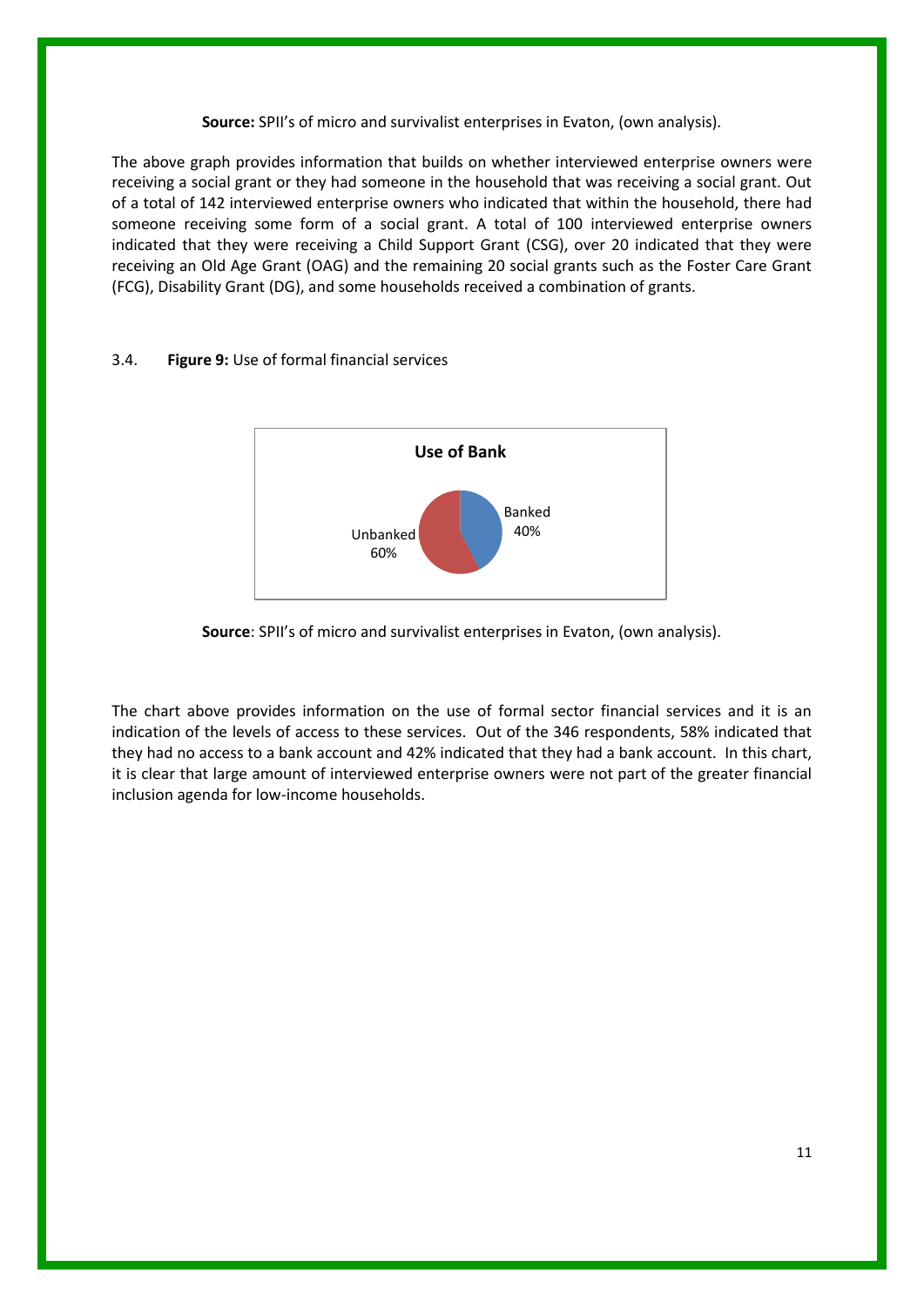**Source:** SPII's of micro and survivalist enterprises in Evaton, (own analysis).

The above graph provides information that builds on whether interviewed enterprise owners were receiving a social grant or they had someone in the household that was receiving a social grant. Out of a total of 142 interviewed enterprise owners who indicated that within the household, there had someone receiving some form of a social grant. A total of 100 interviewed enterprise owners indicated that they were receiving a Child Support Grant (CSG), over 20 indicated that they were receiving an Old Age Grant (OAG) and the remaining 20 social grants such as the Foster Care Grant (FCG), Disability Grant (DG), and some households received a combination of grants.

3.4. **Figure 9:** Use of formal financial services

**Use of Bank**

| Category | Share |
|---|---|
| Banked | 40% |
| Unbanked | 60% |

**Source**: SPII's of micro and survivalist enterprises in Evaton, (own analysis).

The chart above provides information on the use of formal sector financial services and it is an indication of the levels of access to these services. Out of the 346 respondents, 58% indicated that they had no access to a bank account and 42% indicated that they had a bank account. In this chart, it is clear that large amount of interviewed enterprise owners were not part of the greater financial inclusion agenda for low-income households.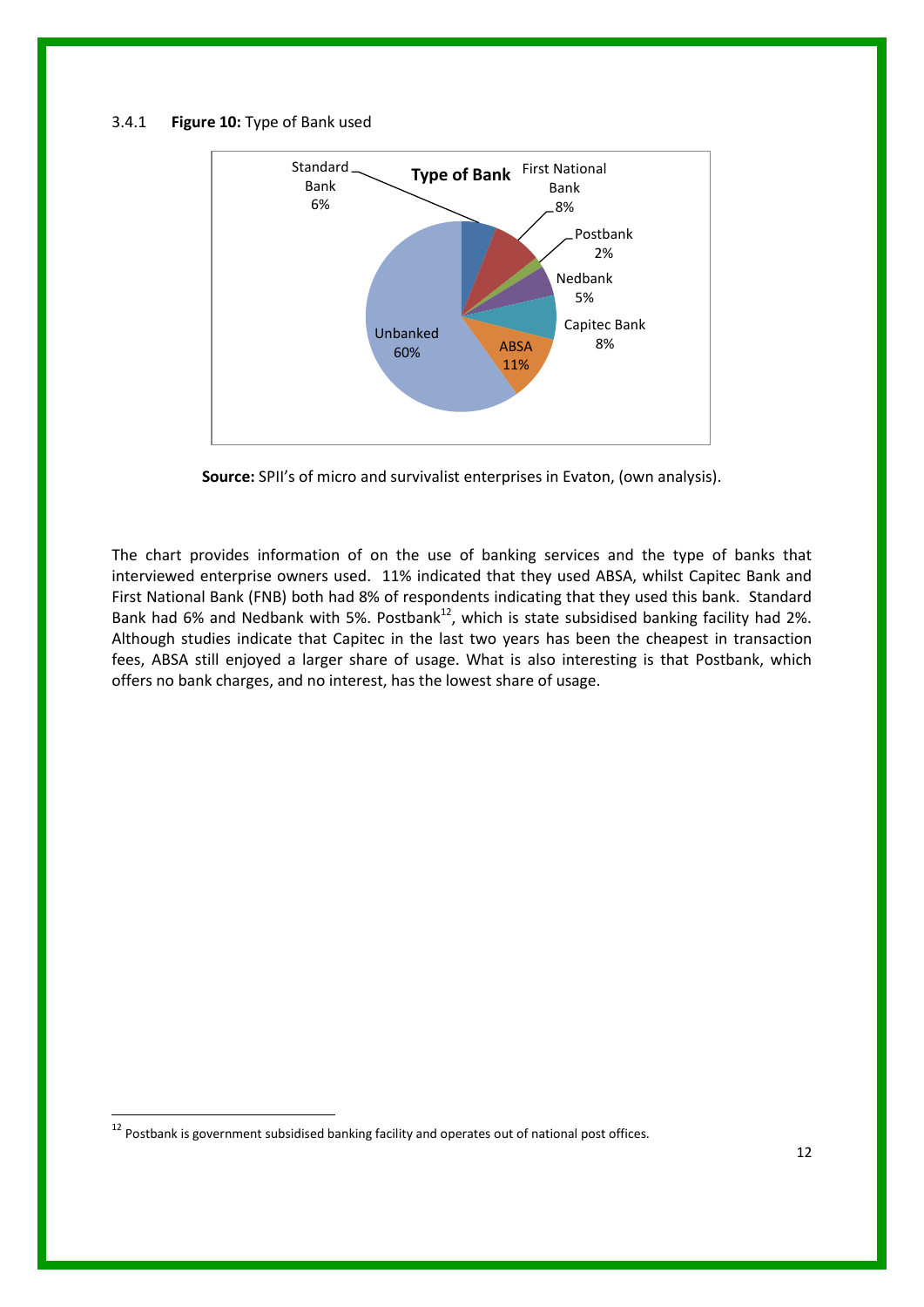3.4.1 **Figure 10:** Type of Bank used

**Type of Bank**

| Bank | Share |
|---|---|
| Standard Bank | 6% |
| First National Bank | 8% |
| Postbank | 2% |
| Nedbank | 5% |
| Capitec Bank | 8% |
| ABSA | 11% |
| Unbanked | 60% |

**Source:** SPII's of micro and survivalist enterprises in Evaton, (own analysis).

The chart provides information of on the use of banking services and the type of banks that interviewed enterprise owners used. 11% indicated that they used ABSA, whilst Capitec Bank and First National Bank (FNB) both had 8% of respondents indicating that they used this bank. Standard Bank had 6% and Nedbank with 5%. Postbank[12], which is state subsidised banking facility had 2%. Although studies indicate that Capitec in the last two years has been the cheapest in transaction fees, ABSA still enjoyed a larger share of usage. What is also interesting is that Postbank, which offers no bank charges, and no interest, has the lowest share of usage.

[12] Postbank is government subsidised banking facility and operates out of national post offices.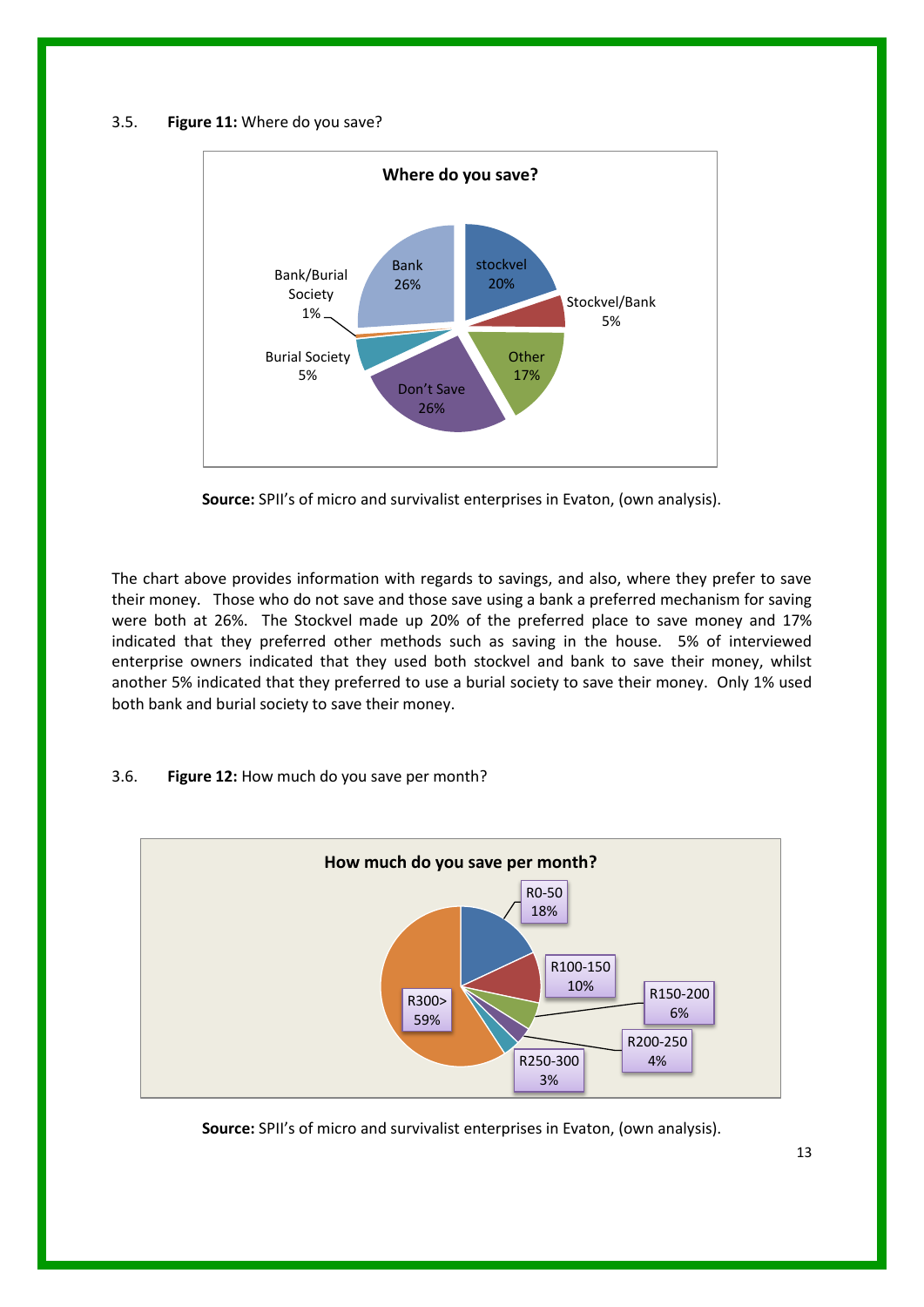3.5. **Figure 11:** Where do you save?

**Source:** SPII's of micro and survivalist enterprises in Evaton, (own analysis).

The chart above provides information with regards to savings, and also, where they prefer to save their money. Those who do not save and those save using a bank a preferred mechanism for saving were both at 26%. The Stockvel made up 20% of the preferred place to save money and 17% indicated that they preferred other methods such as saving in the house. 5% of interviewed enterprise owners indicated that they used both stockvel and bank to save their money, whilst another 5% indicated that they preferred to use a burial society to save their money. Only 1% used both bank and burial society to save their money.

3.6. **Figure 12:** How much do you save per month?

**Source:** SPII's of micro and survivalist enterprises in Evaton, (own analysis).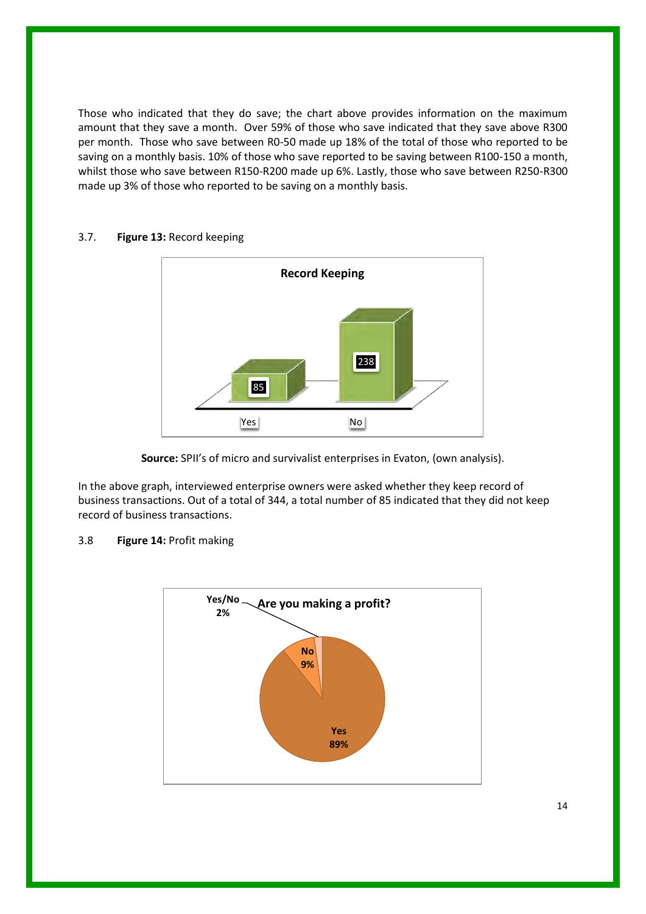Those who indicated that they do save; the chart above provides information on the maximum amount that they save a month. Over 59% of those who save indicated that they save above R300 per month. Those who save between R0-50 made up 18% of the total of those who reported to be saving on a monthly basis. 10% of those who save reported to be saving between R100-150 a month, whilst those who save between R150-R200 made up 6%. Lastly, those who save between R250-R300 made up 3% of those who reported to be saving on a monthly basis.

3.7. **Figure 13:** Record keeping

**Record Keeping**

| | Yes | No |
|---|---|---|
| Count | 85 | 238 |

**Source:** SPII's of micro and survivalist enterprises in Evaton, (own analysis).

In the above graph, interviewed enterprise owners were asked whether they keep record of business transactions. Out of a total of 344, a total number of 85 indicated that they did not keep record of business transactions.

3.8 **Figure 14:** Profit making

**Are you making a profit?**

| Response | Percentage |
|---|---|
| Yes | 89% |
| No | 9% |
| Yes/No | 2% |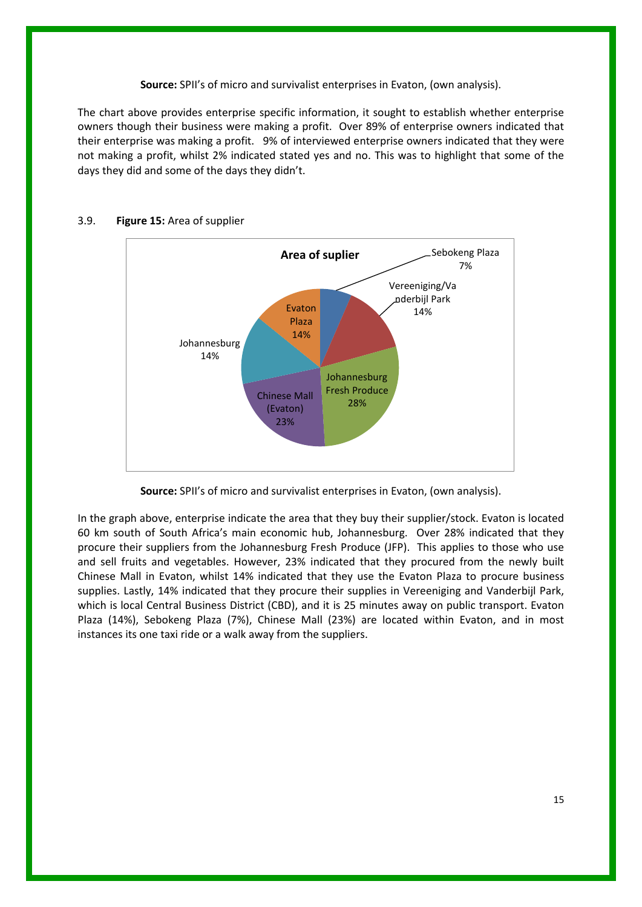**Source:** SPII's of micro and survivalist enterprises in Evaton, (own analysis).

The chart above provides enterprise specific information, it sought to establish whether enterprise owners though their business were making a profit. Over 89% of enterprise owners indicated that their enterprise was making a profit. 9% of interviewed enterprise owners indicated that they were not making a profit, whilst 2% indicated stated yes and no. This was to highlight that some of the days they did and some of the days they didn't.

3.9. **Figure 15:** Area of supplier

| Area of suplier | % |
|---|---|
| Sebokeng Plaza | 7% |
| Vereeniging/Vanderbijl Park | 14% |
| Johannesburg Fresh Produce | 28% |
| Chinese Mall (Evaton) | 23% |
| Johannesburg | 14% |
| Evaton Plaza | 14% |

**Source:** SPII's of micro and survivalist enterprises in Evaton, (own analysis).

In the graph above, enterprise indicate the area that they buy their supplier/stock. Evaton is located 60 km south of South Africa's main economic hub, Johannesburg. Over 28% indicated that they procure their suppliers from the Johannesburg Fresh Produce (JFP). This applies to those who use and sell fruits and vegetables. However, 23% indicated that they procured from the newly built Chinese Mall in Evaton, whilst 14% indicated that they use the Evaton Plaza to procure business supplies. Lastly, 14% indicated that they procure their supplies in Vereeniging and Vanderbijl Park, which is local Central Business District (CBD), and it is 25 minutes away on public transport. Evaton Plaza (14%), Sebokeng Plaza (7%), Chinese Mall (23%) are located within Evaton, and in most instances its one taxi ride or a walk away from the suppliers.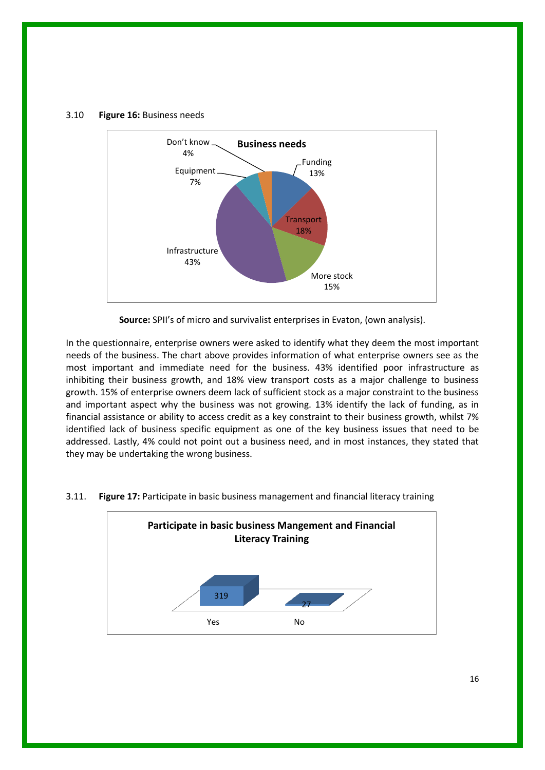3.10 **Figure 16:** Business needs

**Business needs**

| Business need | Percentage |
|---|---|
| Funding | 13% |
| Transport | 18% |
| More stock | 15% |
| Infrastructure | 43% |
| Equipment | 7% |
| Don't know | 4% |

**Source:** SPII's of micro and survivalist enterprises in Evaton, (own analysis).

In the questionnaire, enterprise owners were asked to identify what they deem the most important needs of the business. The chart above provides information of what enterprise owners see as the most important and immediate need for the business. 43% identified poor infrastructure as inhibiting their business growth, and 18% view transport costs as a major challenge to business growth. 15% of enterprise owners deem lack of sufficient stock as a major constraint to the business and important aspect why the business was not growing. 13% identify the lack of funding, as in financial assistance or ability to access credit as a key constraint to their business growth, whilst 7% identified lack of business specific equipment as one of the key business issues that need to be addressed. Lastly, 4% could not point out a business need, and in most instances, they stated that they may be undertaking the wrong business.

3.11. **Figure 17:** Participate in basic business management and financial literacy training

**Participate in basic business Mangement and Financial Literacy Training**

| Response | Count |
|---|---|
| Yes | 319 |
| No | 27 |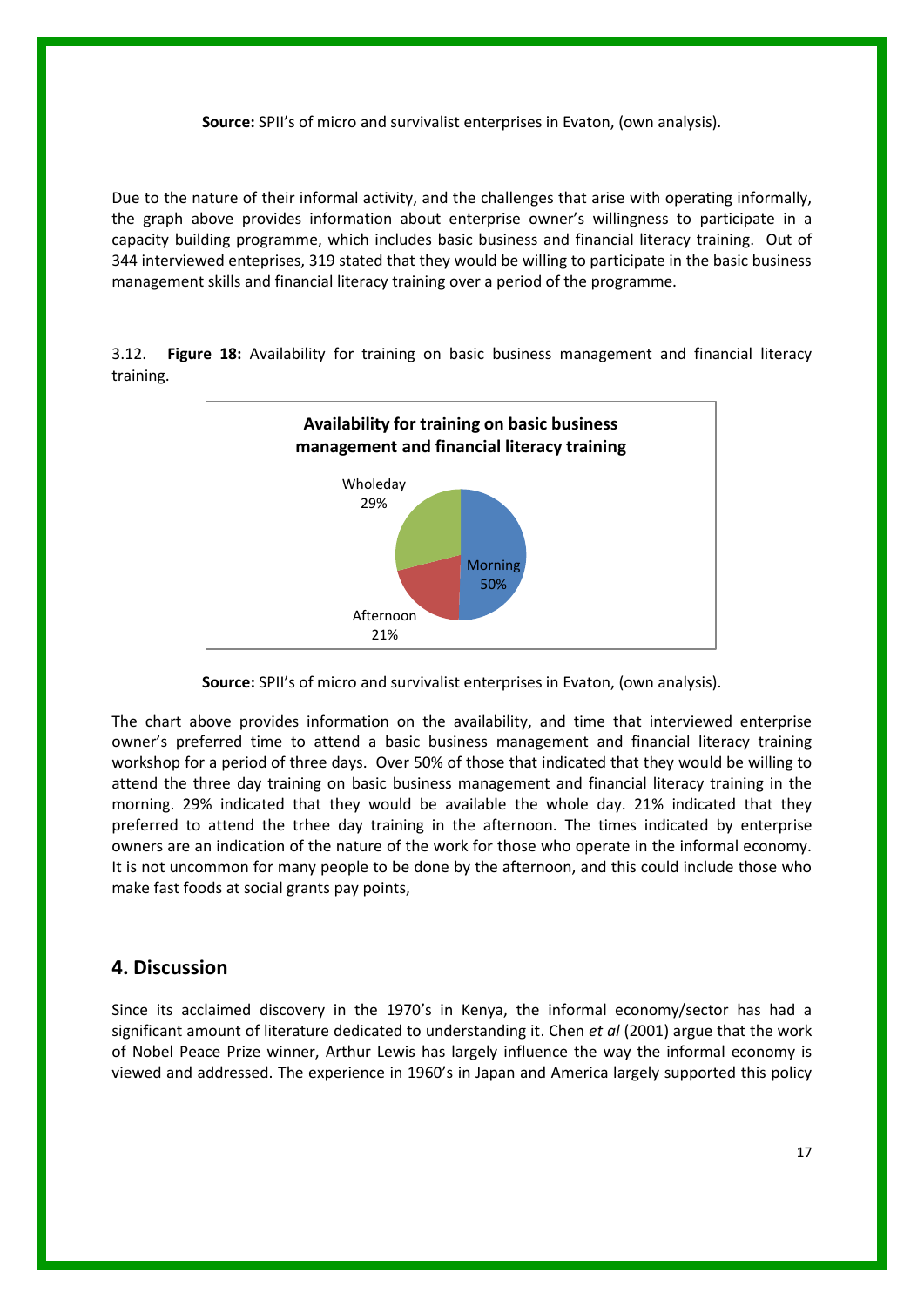**Source:** SPII's of micro and survivalist enterprises in Evaton, (own analysis).

Due to the nature of their informal activity, and the challenges that arise with operating informally, the graph above provides information about enterprise owner's willingness to participate in a capacity building programme, which includes basic business and financial literacy training. Out of 344 interviewed enteprises, 319 stated that they would be willing to participate in the basic business management skills and financial literacy training over a period of the programme.

3.12. **Figure 18:** Availability for training on basic business management and financial literacy training.

**Availability for training on basic business management and financial literacy training**

| Time | Percentage |
|---|---|
| Morning | 50% |
| Wholeday | 29% |
| Afternoon | 21% |

**Source:** SPII's of micro and survivalist enterprises in Evaton, (own analysis).

The chart above provides information on the availability, and time that interviewed enterprise owner's preferred time to attend a basic business management and financial literacy training workshop for a period of three days. Over 50% of those that indicated that they would be willing to attend the three day training on basic business management and financial literacy training in the morning. 29% indicated that they would be available the whole day. 21% indicated that they preferred to attend the trhee day training in the afternoon. The times indicated by enterprise owners are an indication of the nature of the work for those who operate in the informal economy. It is not uncommon for many people to be done by the afternoon, and this could include those who make fast foods at social grants pay points,

## 4. Discussion

Since its acclaimed discovery in the 1970's in Kenya, the informal economy/sector has had a significant amount of literature dedicated to understanding it. Chen *et al* (2001) argue that the work of Nobel Peace Prize winner, Arthur Lewis has largely influence the way the informal economy is viewed and addressed. The experience in 1960's in Japan and America largely supported this policy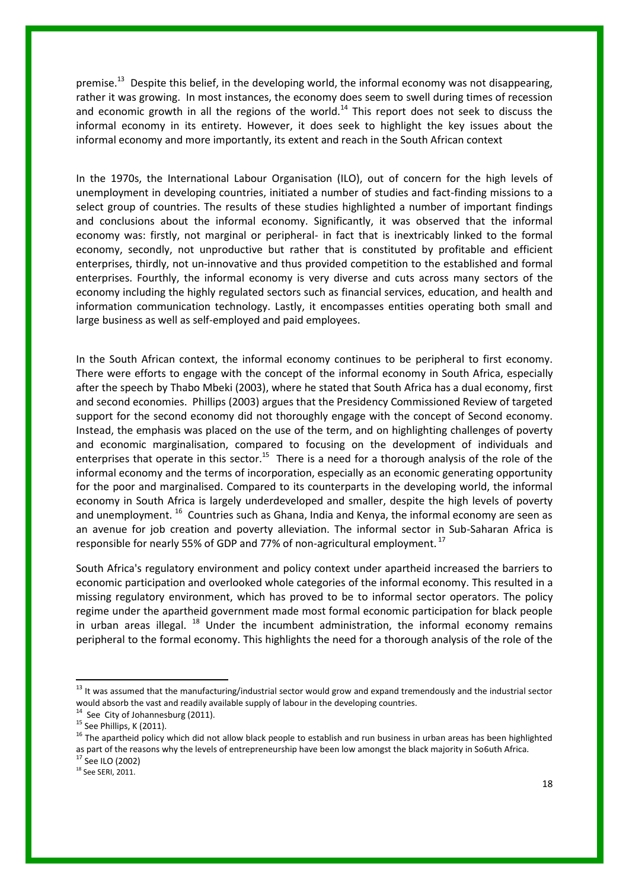premise.[13] Despite this belief, in the developing world, the informal economy was not disappearing, rather it was growing. In most instances, the economy does seem to swell during times of recession and economic growth in all the regions of the world.[14] This report does not seek to discuss the informal economy in its entirety. However, it does seek to highlight the key issues about the informal economy and more importantly, its extent and reach in the South African context

In the 1970s, the International Labour Organisation (ILO), out of concern for the high levels of unemployment in developing countries, initiated a number of studies and fact-finding missions to a select group of countries. The results of these studies highlighted a number of important findings and conclusions about the informal economy. Significantly, it was observed that the informal economy was: firstly, not marginal or peripheral- in fact that is inextricably linked to the formal economy, secondly, not unproductive but rather that is constituted by profitable and efficient enterprises, thirdly, not un-innovative and thus provided competition to the established and formal enterprises. Fourthly, the informal economy is very diverse and cuts across many sectors of the economy including the highly regulated sectors such as financial services, education, and health and information communication technology. Lastly, it encompasses entities operating both small and large business as well as self-employed and paid employees.

In the South African context, the informal economy continues to be peripheral to first economy. There were efforts to engage with the concept of the informal economy in South Africa, especially after the speech by Thabo Mbeki (2003), where he stated that South Africa has a dual economy, first and second economies. Phillips (2003) argues that the Presidency Commissioned Review of targeted support for the second economy did not thoroughly engage with the concept of Second economy. Instead, the emphasis was placed on the use of the term, and on highlighting challenges of poverty and economic marginalisation, compared to focusing on the development of individuals and enterprises that operate in this sector.[15] There is a need for a thorough analysis of the role of the informal economy and the terms of incorporation, especially as an economic generating opportunity for the poor and marginalised. Compared to its counterparts in the developing world, the informal economy in South Africa is largely underdeveloped and smaller, despite the high levels of poverty and unemployment.[16] Countries such as Ghana, India and Kenya, the informal economy are seen as an avenue for job creation and poverty alleviation. The informal sector in Sub-Saharan Africa is responsible for nearly 55% of GDP and 77% of non-agricultural employment.[17]

South Africa's regulatory environment and policy context under apartheid increased the barriers to economic participation and overlooked whole categories of the informal economy. This resulted in a missing regulatory environment, which has proved to be to informal sector operators. The policy regime under the apartheid government made most formal economic participation for black people in urban areas illegal.[18] Under the incumbent administration, the informal economy remains peripheral to the formal economy. This highlights the need for a thorough analysis of the role of the

---

[13] It was assumed that the manufacturing/industrial sector would grow and expand tremendously and the industrial sector would absorb the vast and readily available supply of labour in the developing countries.

[14] See City of Johannesburg (2011).

[15] See Phillips, K (2011).

[16] The apartheid policy which did not allow black people to establish and run business in urban areas has been highlighted as part of the reasons why the levels of entrepreneurship have been low amongst the black majority in So6uth Africa.

[17] See ILO (2002)

[18] See SERI, 2011.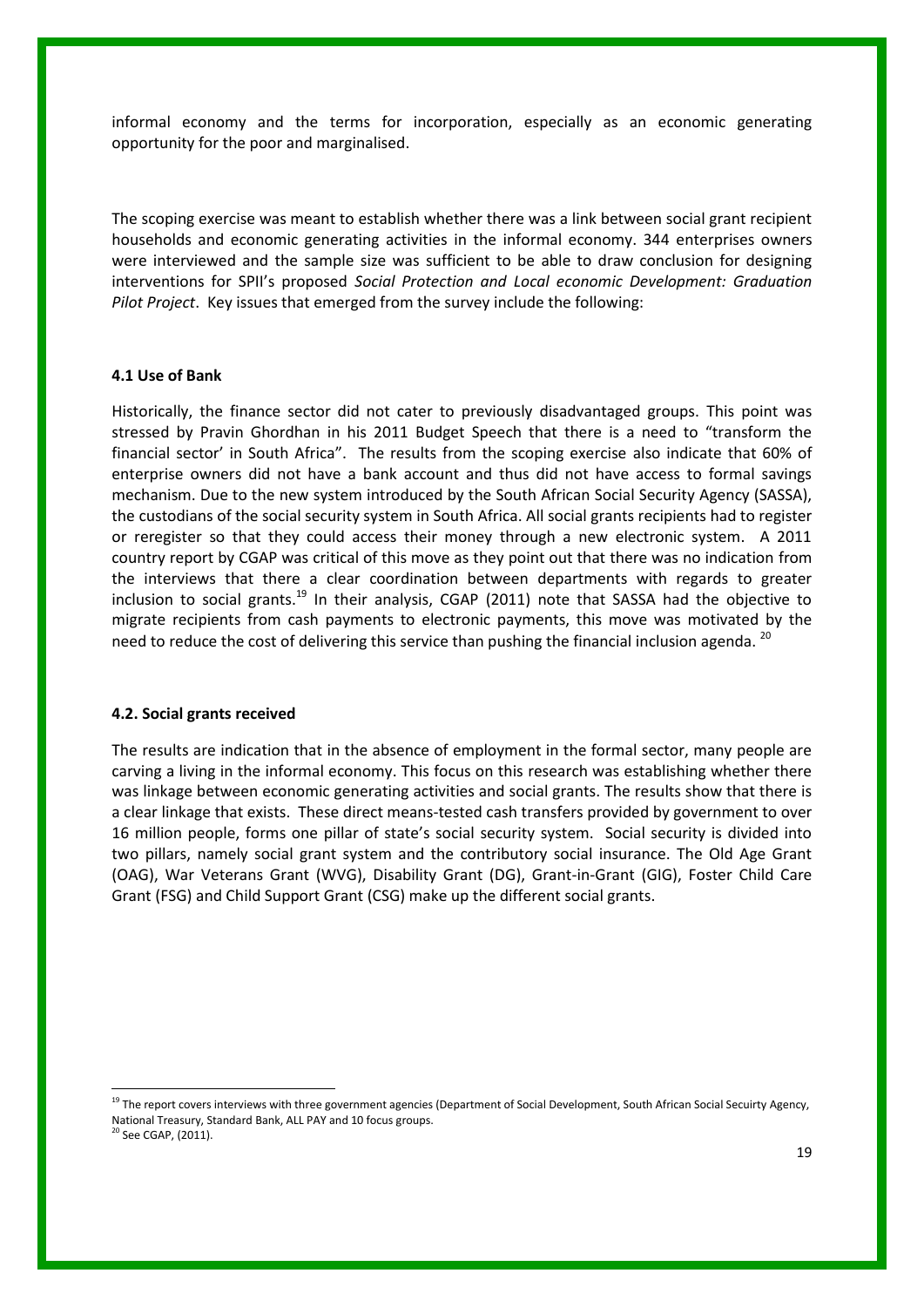informal economy and the terms for incorporation, especially as an economic generating opportunity for the poor and marginalised.

The scoping exercise was meant to establish whether there was a link between social grant recipient households and economic generating activities in the informal economy. 344 enterprises owners were interviewed and the sample size was sufficient to be able to draw conclusion for designing interventions for SPII's proposed *Social Protection and Local economic Development: Graduation Pilot Project*. Key issues that emerged from the survey include the following:

### 4.1 Use of Bank

Historically, the finance sector did not cater to previously disadvantaged groups. This point was stressed by Pravin Ghordhan in his 2011 Budget Speech that there is a need to "transform the financial sector' in South Africa". The results from the scoping exercise also indicate that 60% of enterprise owners did not have a bank account and thus did not have access to formal savings mechanism. Due to the new system introduced by the South African Social Security Agency (SASSA), the custodians of the social security system in South Africa. All social grants recipients had to register or reregister so that they could access their money through a new electronic system. A 2011 country report by CGAP was critical of this move as they point out that there was no indication from the interviews that there a clear coordination between departments with regards to greater inclusion to social grants.[19] In their analysis, CGAP (2011) note that SASSA had the objective to migrate recipients from cash payments to electronic payments, this move was motivated by the need to reduce the cost of delivering this service than pushing the financial inclusion agenda. [20]

### 4.2. Social grants received

The results are indication that in the absence of employment in the formal sector, many people are carving a living in the informal economy. This focus on this research was establishing whether there was linkage between economic generating activities and social grants. The results show that there is a clear linkage that exists. These direct means-tested cash transfers provided by government to over 16 million people, forms one pillar of state's social security system. Social security is divided into two pillars, namely social grant system and the contributory social insurance. The Old Age Grant (OAG), War Veterans Grant (WVG), Disability Grant (DG), Grant-in-Grant (GIG), Foster Child Care Grant (FSG) and Child Support Grant (CSG) make up the different social grants.

---

[19] The report covers interviews with three government agencies (Department of Social Development, South African Social Secuirty Agency, National Treasury, Standard Bank, ALL PAY and 10 focus groups.

[20] See CGAP, (2011).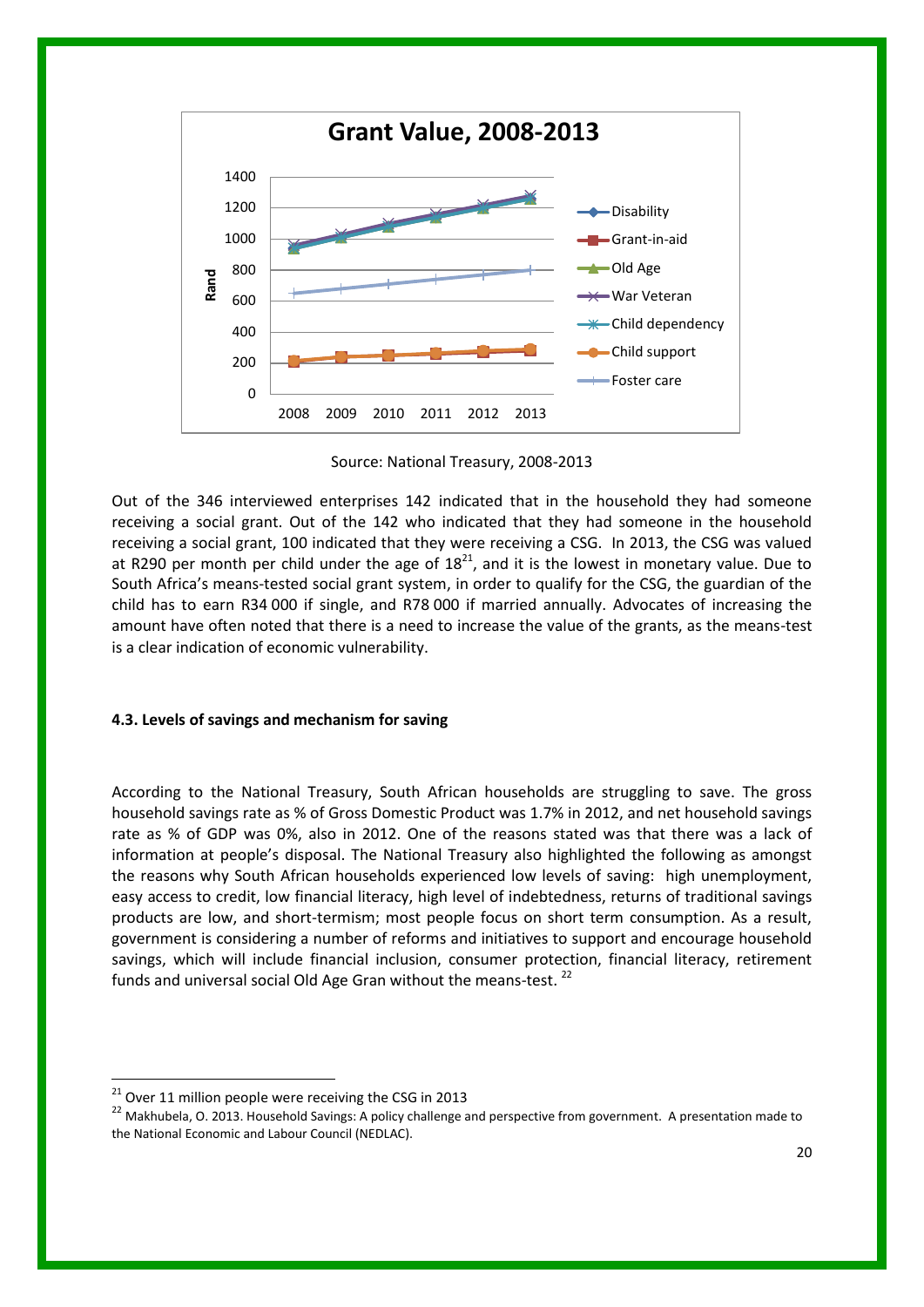Source: National Treasury, 2008-2013

Out of the 346 interviewed enterprises 142 indicated that in the household they had someone receiving a social grant. Out of the 142 who indicated that they had someone in the household receiving a social grant, 100 indicated that they were receiving a CSG. In 2013, the CSG was valued at R290 per month per child under the age of 18[21], and it is the lowest in monetary value. Due to South Africa's means-tested social grant system, in order to qualify for the CSG, the guardian of the child has to earn R34 000 if single, and R78 000 if married annually. Advocates of increasing the amount have often noted that there is a need to increase the value of the grants, as the means-test is a clear indication of economic vulnerability.

#### 4.3. Levels of savings and mechanism for saving

According to the National Treasury, South African households are struggling to save. The gross household savings rate as % of Gross Domestic Product was 1.7% in 2012, and net household savings rate as % of GDP was 0%, also in 2012. One of the reasons stated was that there was a lack of information at people's disposal. The National Treasury also highlighted the following as amongst the reasons why South African households experienced low levels of saving: high unemployment, easy access to credit, low financial literacy, high level of indebtedness, returns of traditional savings products are low, and short-termism; most people focus on short term consumption. As a result, government is considering a number of reforms and initiatives to support and encourage household savings, which will include financial inclusion, consumer protection, financial literacy, retirement funds and universal social Old Age Gran without the means-test. [22]

---

[21] Over 11 million people were receiving the CSG in 2013

[22] Makhubela, O. 2013. Household Savings: A policy challenge and perspective from government. A presentation made to the National Economic and Labour Council (NEDLAC).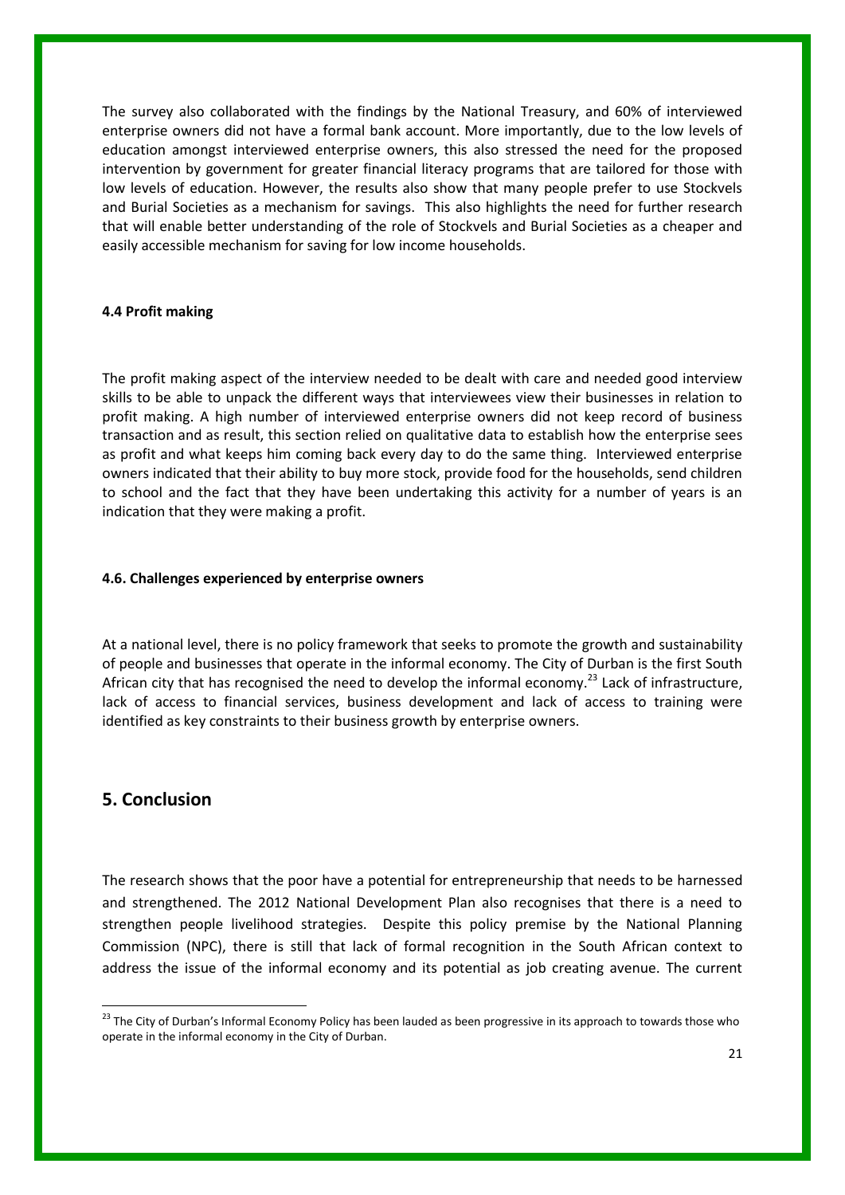The survey also collaborated with the findings by the National Treasury, and 60% of interviewed enterprise owners did not have a formal bank account. More importantly, due to the low levels of education amongst interviewed enterprise owners, this also stressed the need for the proposed intervention by government for greater financial literacy programs that are tailored for those with low levels of education. However, the results also show that many people prefer to use Stockvels and Burial Societies as a mechanism for savings. This also highlights the need for further research that will enable better understanding of the role of Stockvels and Burial Societies as a cheaper and easily accessible mechanism for saving for low income households.

#### 4.4 Profit making

The profit making aspect of the interview needed to be dealt with care and needed good interview skills to be able to unpack the different ways that interviewees view their businesses in relation to profit making. A high number of interviewed enterprise owners did not keep record of business transaction and as result, this section relied on qualitative data to establish how the enterprise sees as profit and what keeps him coming back every day to do the same thing. Interviewed enterprise owners indicated that their ability to buy more stock, provide food for the households, send children to school and the fact that they have been undertaking this activity for a number of years is an indication that they were making a profit.

#### 4.6. Challenges experienced by enterprise owners

At a national level, there is no policy framework that seeks to promote the growth and sustainability of people and businesses that operate in the informal economy. The City of Durban is the first South African city that has recognised the need to develop the informal economy.[23] Lack of infrastructure, lack of access to financial services, business development and lack of access to training were identified as key constraints to their business growth by enterprise owners.

## 5. Conclusion

The research shows that the poor have a potential for entrepreneurship that needs to be harnessed and strengthened. The 2012 National Development Plan also recognises that there is a need to strengthen people livelihood strategies. Despite this policy premise by the National Planning Commission (NPC), there is still that lack of formal recognition in the South African context to address the issue of the informal economy and its potential as job creating avenue. The current

[23] The City of Durban's Informal Economy Policy has been lauded as been progressive in its approach to towards those who operate in the informal economy in the City of Durban.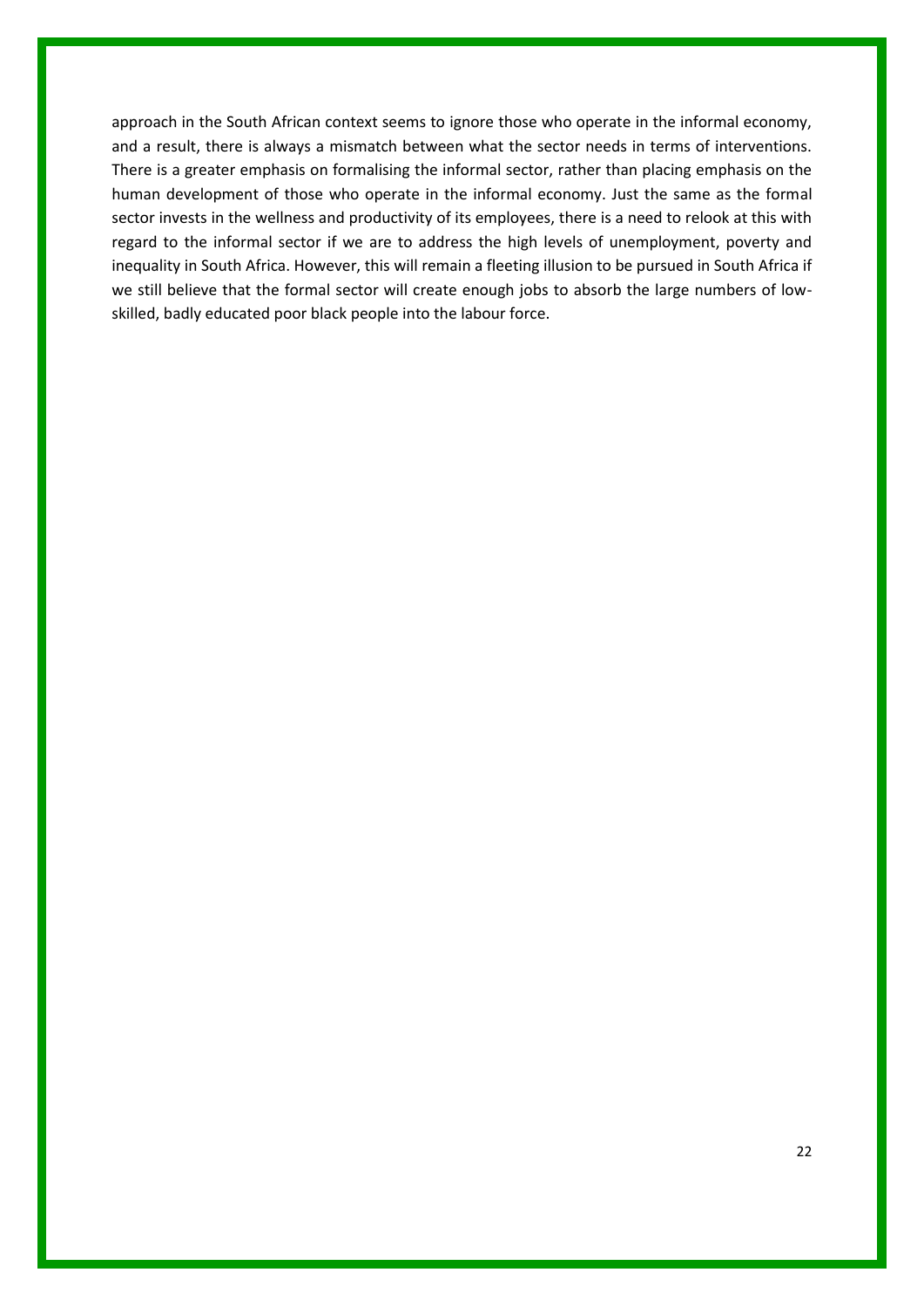approach in the South African context seems to ignore those who operate in the informal economy, and a result, there is always a mismatch between what the sector needs in terms of interventions. There is a greater emphasis on formalising the informal sector, rather than placing emphasis on the human development of those who operate in the informal economy. Just the same as the formal sector invests in the wellness and productivity of its employees, there is a need to relook at this with regard to the informal sector if we are to address the high levels of unemployment, poverty and inequality in South Africa. However, this will remain a fleeting illusion to be pursued in South Africa if we still believe that the formal sector will create enough jobs to absorb the large numbers of low-skilled, badly educated poor black people into the labour force.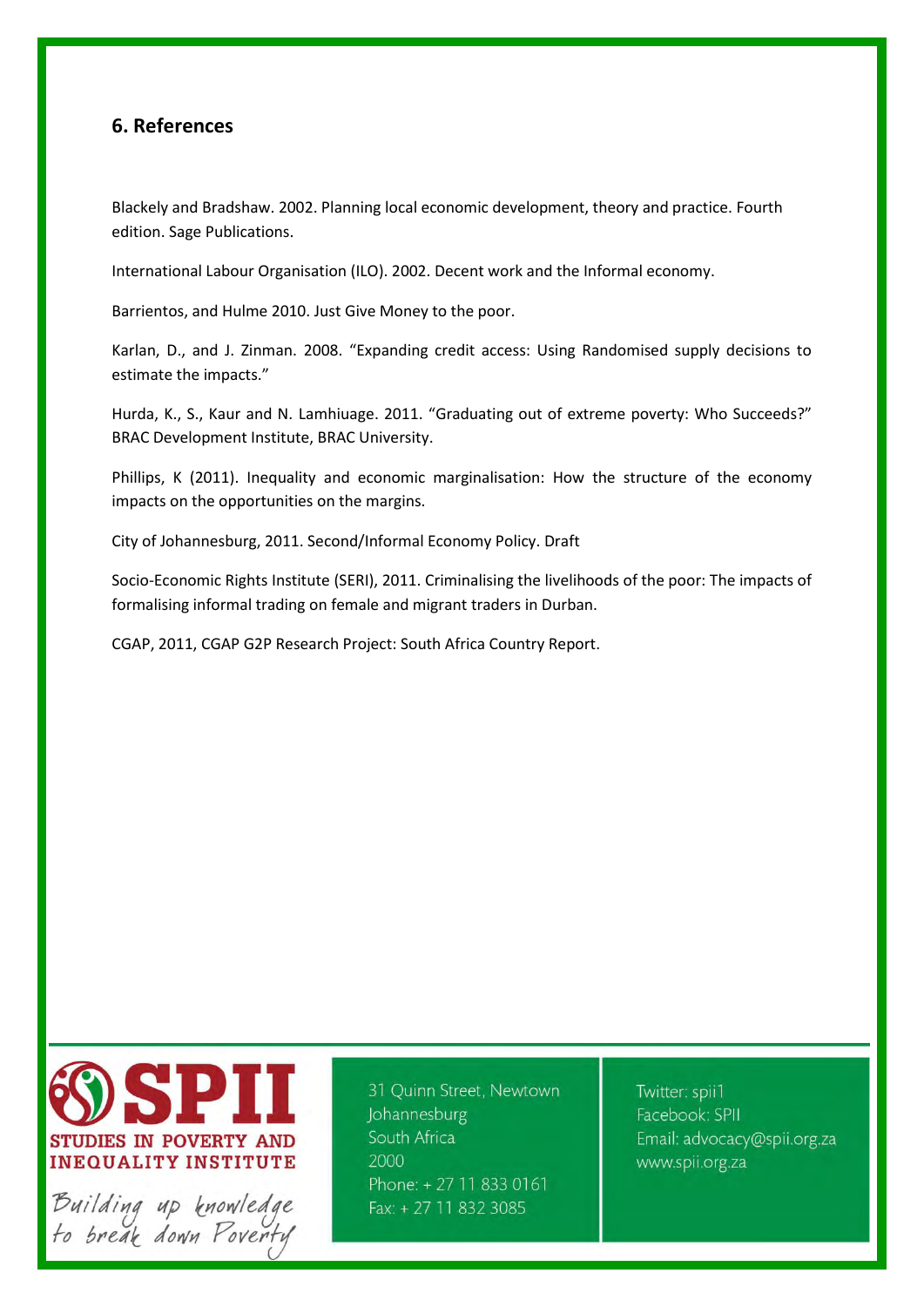## 6. References

Blackely and Bradshaw. 2002. Planning local economic development, theory and practice. Fourth edition. Sage Publications.

International Labour Organisation (ILO). 2002. Decent work and the Informal economy.

Barrientos, and Hulme 2010. Just Give Money to the poor.

Karlan, D., and J. Zinman. 2008. "Expanding credit access: Using Randomised supply decisions to estimate the impacts."

Hurda, K., S., Kaur and N. Lamhiuage. 2011. "Graduating out of extreme poverty: Who Succeeds?" BRAC Development Institute, BRAC University.

Phillips, K (2011). Inequality and economic marginalisation: How the structure of the economy impacts on the opportunities on the margins.

City of Johannesburg, 2011. Second/Informal Economy Policy. Draft

Socio-Economic Rights Institute (SERI), 2011. Criminalising the livelihoods of the poor: The impacts of formalising informal trading on female and migrant traders in Durban.

CGAP, 2011, CGAP G2P Research Project: South Africa Country Report.

SPII
STUDIES IN POVERTY AND INEQUALITY INSTITUTE

Building up knowledge to break down Poverty

31 Quinn Street, Newtown
Johannesburg
South Africa
2000
Phone: + 27 11 833 0161
Fax: + 27 11 832 3085

Twitter: spii1
Facebook: SPII
Email: advocacy@spii.org.za
www.spii.org.za